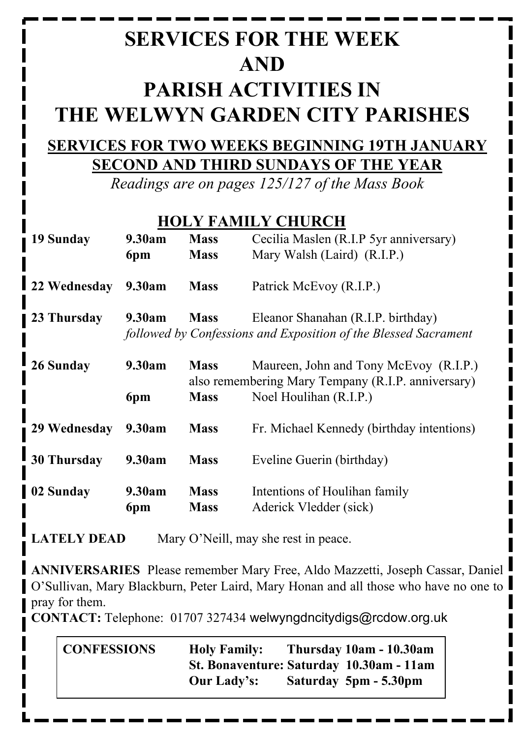# SERVICES FOR THE WEEK AND PARISH ACTIVITIES IN THE WELWYN GARDEN CITY PARISHES

## SERVICES FOR TWO WEEKS BEGINNING 19TH JANUARY SECOND AND THIRD SUNDAYS OF THE YEAR

*Readings are on pages 125/127 of the Mass Book*

## HOLY FAMILY CHURCH

| | | | |
|---|---|---|---|
| **19 Sunday** | **9.30am** | **Mass** | Cecilia Maslen (R.I.P 5yr anniversary) |
| | **6pm** | **Mass** | Mary Walsh (Laird) (R.I.P.) |
| **22 Wednesday** | **9.30am** | **Mass** | Patrick McEvoy (R.I.P.) |
| **23 Thursday** | **9.30am** | **Mass** | Eleanor Shanahan (R.I.P. birthday) |
| | *followed by Confessions and Exposition of the Blessed Sacrament* | | |
| **26 Sunday** | **9.30am** | **Mass** | Maureen, John and Tony McEvoy (R.I.P.) |
| | | also remembering Mary Tempany (R.I.P. anniversary) | |
| | **6pm** | **Mass** | Noel Houlihan (R.I.P.) |
| **29 Wednesday** | **9.30am** | **Mass** | Fr. Michael Kennedy (birthday intentions) |
| **30 Thursday** | **9.30am** | **Mass** | Eveline Guerin (birthday) |
| **02 Sunday** | **9.30am** | **Mass** | Intentions of Houlihan family |
| | **6pm** | **Mass** | Aderick Vledder (sick) |

**LATELY DEAD** Mary O'Neill, may she rest in peace.

**ANNIVERSARIES** Please remember Mary Free, Aldo Mazzetti, Joseph Cassar, Daniel O'Sullivan, Mary Blackburn, Peter Laird, Mary Honan and all those who have no one to pray for them.

**CONTACT:** Telephone: 01707 327434 welwyngdncitydigs@rcdow.org.uk

| **CONFESSIONS** | | |
|---|---|---|
| | **Holy Family:** | **Thursday 10am - 10.30am** |
| | **St. Bonaventure:** | **Saturday 10.30am - 11am** |
| | **Our Lady's:** | **Saturday 5pm - 5.30pm** |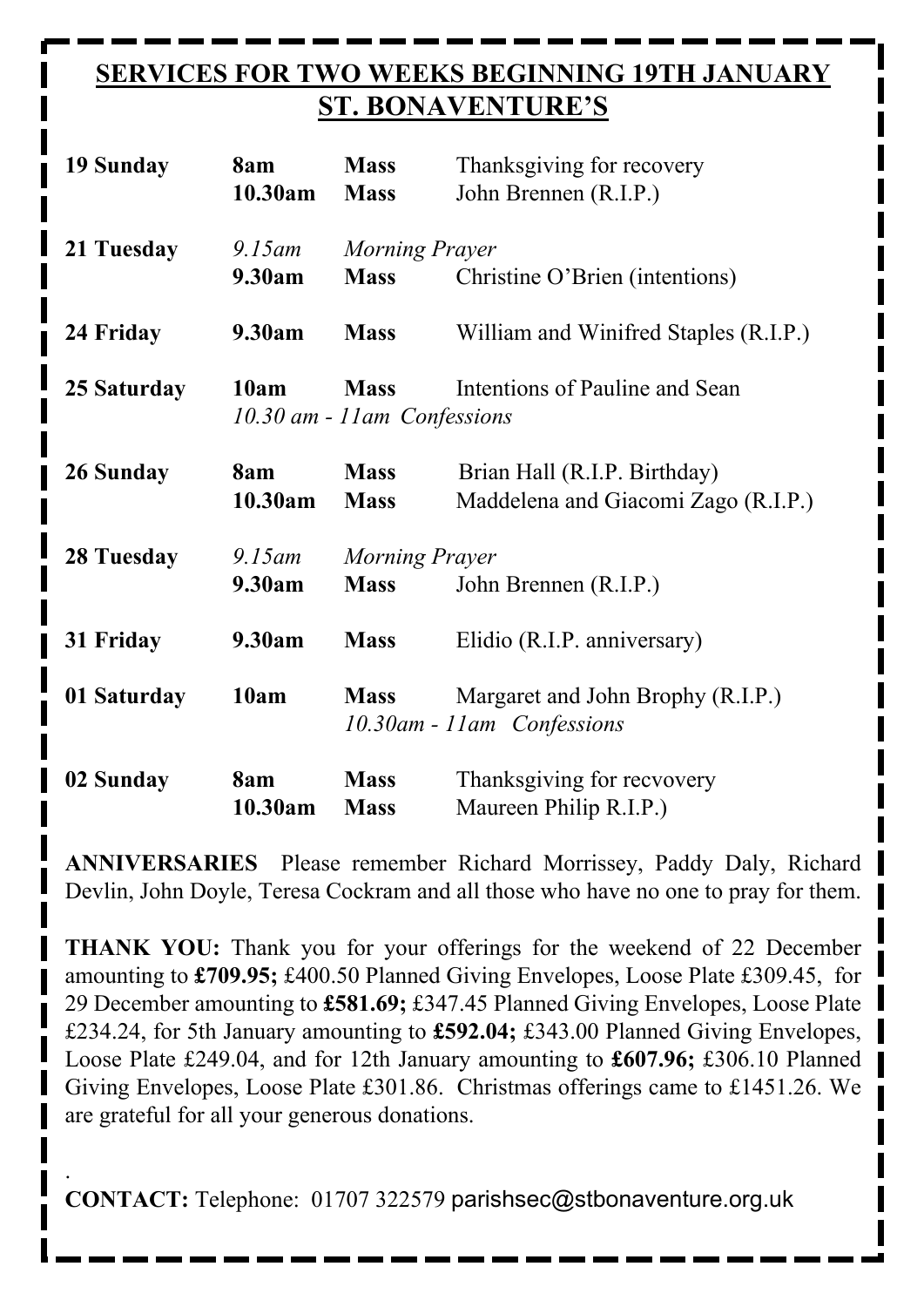## SERVICES FOR TWO WEEKS BEGINNING 19TH JANUARY
## ST. BONAVENTURE'S

| | | | |
|---|---|---|---|
| **19 Sunday** | **8am** | **Mass** | Thanksgiving for recovery |
| | **10.30am** | **Mass** | John Brennen (R.I.P.) |
| **21 Tuesday** | *9.15am* | *Morning Prayer* | |
| | **9.30am** | **Mass** | Christine O'Brien (intentions) |
| **24 Friday** | **9.30am** | **Mass** | William and Winifred Staples (R.I.P.) |
| **25 Saturday** | **10am** | **Mass** | Intentions of Pauline and Sean |
| | *10.30 am - 11am Confessions* | | |
| **26 Sunday** | **8am** | **Mass** | Brian Hall (R.I.P. Birthday) |
| | **10.30am** | **Mass** | Maddelena and Giacomi Zago (R.I.P.) |
| **28 Tuesday** | *9.15am* | *Morning Prayer* | |
| | **9.30am** | **Mass** | John Brennen (R.I.P.) |
| **31 Friday** | **9.30am** | **Mass** | Elidio (R.I.P. anniversary) |
| **01 Saturday** | **10am** | **Mass** | Margaret and John Brophy (R.I.P.) |
| | | *10.30am - 11am Confessions* | |
| **02 Sunday** | **8am** | **Mass** | Thanksgiving for recvovery |
| | **10.30am** | **Mass** | Maureen Philip R.I.P.) |

**ANNIVERSARIES** Please remember Richard Morrissey, Paddy Daly, Richard Devlin, John Doyle, Teresa Cockram and all those who have no one to pray for them.

**THANK YOU:** Thank you for your offerings for the weekend of 22 December amounting to **£709.95;** £400.50 Planned Giving Envelopes, Loose Plate £309.45, for 29 December amounting to **£581.69;** £347.45 Planned Giving Envelopes, Loose Plate £234.24, for 5th January amounting to **£592.04;** £343.00 Planned Giving Envelopes, Loose Plate £249.04, and for 12th January amounting to **£607.96;** £306.10 Planned Giving Envelopes, Loose Plate £301.86. Christmas offerings came to £1451.26. We are grateful for all your generous donations.

.

**CONTACT:** Telephone: 01707 322579 parishsec@stbonaventure.org.uk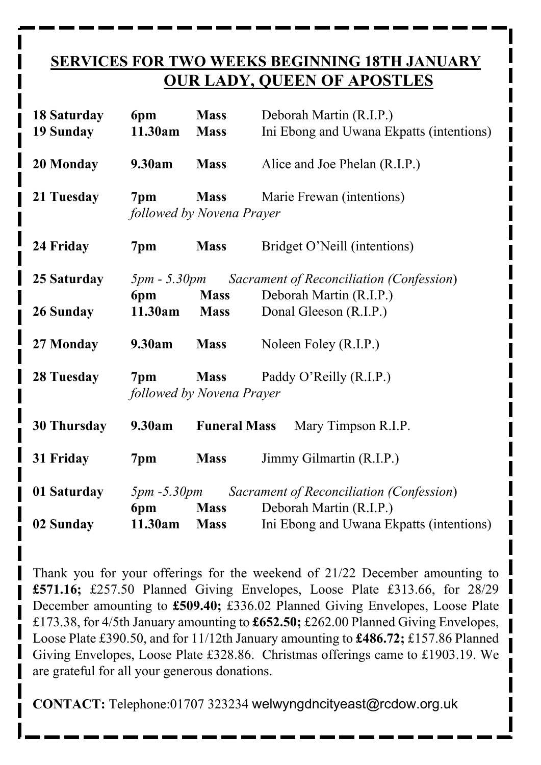## SERVICES FOR TWO WEEKS BEGINNING 18TH JANUARY
## OUR LADY, QUEEN OF APOSTLES

| | | | |
|---|---|---|---|
| **18 Saturday** | **6pm** | **Mass** | Deborah Martin (R.I.P.) |
| **19 Sunday** | **11.30am** | **Mass** | Ini Ebong and Uwana Ekpatts (intentions) |
| **20 Monday** | **9.30am** | **Mass** | Alice and Joe Phelan (R.I.P.) |
| **21 Tuesday** | **7pm** | **Mass** | Marie Frewan (intentions) |
| | *followed by Novena Prayer* | | |
| **24 Friday** | **7pm** | **Mass** | Bridget O'Neill (intentions) |
| **25 Saturday** | *5pm - 5.30pm* | | *Sacrament of Reconciliation (Confession)* |
| | **6pm** | **Mass** | Deborah Martin (R.I.P.) |
| **26 Sunday** | **11.30am** | **Mass** | Donal Gleeson (R.I.P.) |
| **27 Monday** | **9.30am** | **Mass** | Noleen Foley (R.I.P.) |
| **28 Tuesday** | **7pm** | **Mass** | Paddy O'Reilly (R.I.P.) |
| | *followed by Novena Prayer* | | |
| **30 Thursday** | **9.30am** | **Funeral Mass** | Mary Timpson R.I.P. |
| **31 Friday** | **7pm** | **Mass** | Jimmy Gilmartin (R.I.P.) |
| **01 Saturday** | *5pm -5.30pm* | | *Sacrament of Reconciliation (Confession)* |
| | **6pm** | **Mass** | Deborah Martin (R.I.P.) |
| **02 Sunday** | **11.30am** | **Mass** | Ini Ebong and Uwana Ekpatts (intentions) |

Thank you for your offerings for the weekend of 21/22 December amounting to **£571.16;** £257.50 Planned Giving Envelopes, Loose Plate £313.66, for 28/29 December amounting to **£509.40;** £336.02 Planned Giving Envelopes, Loose Plate £173.38, for 4/5th January amounting to **£652.50;** £262.00 Planned Giving Envelopes, Loose Plate £390.50, and for 11/12th January amounting to **£486.72;** £157.86 Planned Giving Envelopes, Loose Plate £328.86. Christmas offerings came to £1903.19. We are grateful for all your generous donations.

**CONTACT:** Telephone:01707 323234 welwyngdncityeast@rcdow.org.uk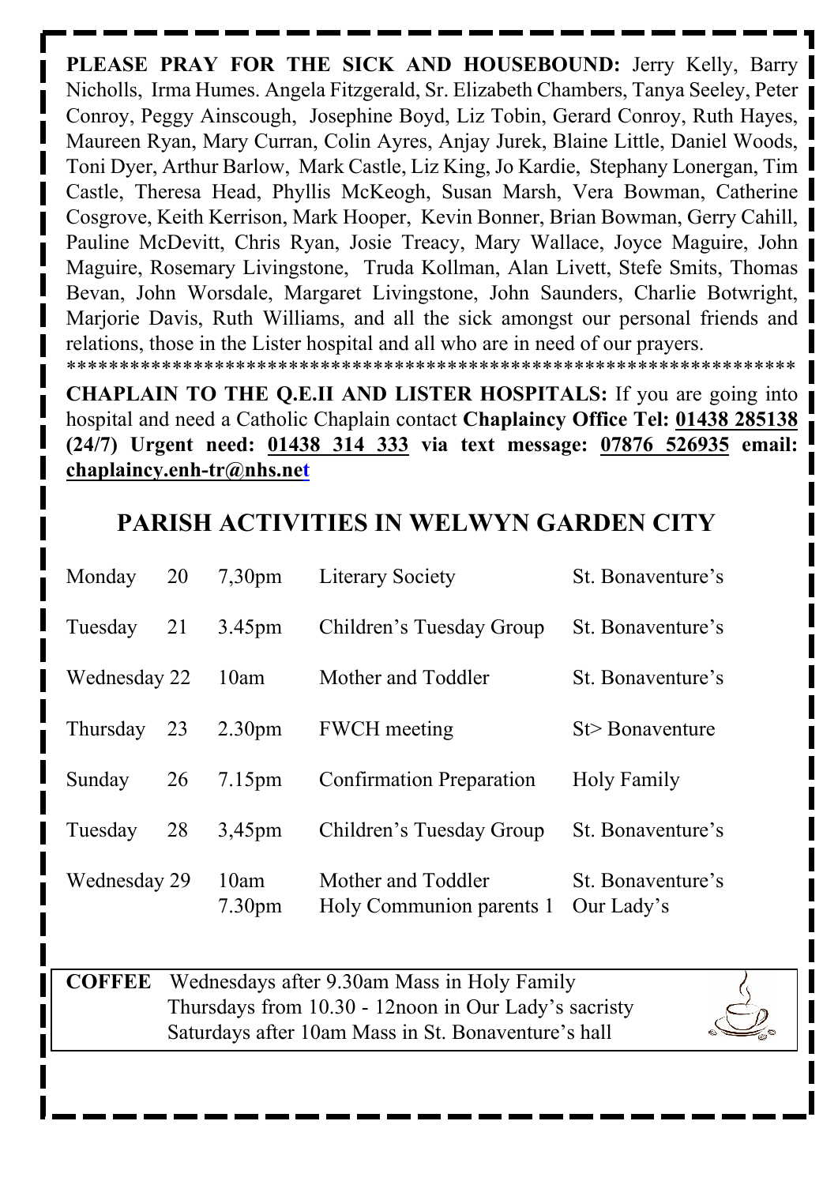**PLEASE PRAY FOR THE SICK AND HOUSEBOUND:** Jerry Kelly, Barry Nicholls, Irma Humes. Angela Fitzgerald, Sr. Elizabeth Chambers, Tanya Seeley, Peter Conroy, Peggy Ainscough, Josephine Boyd, Liz Tobin, Gerard Conroy, Ruth Hayes, Maureen Ryan, Mary Curran, Colin Ayres, Anjay Jurek, Blaine Little, Daniel Woods, Toni Dyer, Arthur Barlow, Mark Castle, Liz King, Jo Kardie, Stephany Lonergan, Tim Castle, Theresa Head, Phyllis McKeogh, Susan Marsh, Vera Bowman, Catherine Cosgrove, Keith Kerrison, Mark Hooper, Kevin Bonner, Brian Bowman, Gerry Cahill, Pauline McDevitt, Chris Ryan, Josie Treacy, Mary Wallace, Joyce Maguire, John Maguire, Rosemary Livingstone, Truda Kollman, Alan Livett, Stefe Smits, Thomas Bevan, John Worsdale, Margaret Livingstone, John Saunders, Charlie Botwright, Marjorie Davis, Ruth Williams, and all the sick amongst our personal friends and relations, those in the Lister hospital and all who are in need of our prayers.

******************************************************************

**CHAPLAIN TO THE Q.E.II AND LISTER HOSPITALS:** If you are going into hospital and need a Catholic Chaplain contact **Chaplaincy Office Tel: 01438 285138 (24/7) Urgent need: 01438 314 333 via text message: 07876 526935 email: chaplaincy.enh-tr@nhs.net**

## PARISH ACTIVITIES IN WELWYN GARDEN CITY

| | | | | |
|---|---|---|---|---|
| Monday | 20 | 7,30pm | Literary Society | St. Bonaventure's |
| Tuesday | 21 | 3.45pm | Children's Tuesday Group | St. Bonaventure's |
| Wednesday | 22 | 10am | Mother and Toddler | St. Bonaventure's |
| Thursday | 23 | 2.30pm | FWCH meeting | St> Bonaventure |
| Sunday | 26 | 7.15pm | Confirmation Preparation | Holy Family |
| Tuesday | 28 | 3,45pm | Children's Tuesday Group | St. Bonaventure's |
| Wednesday | 29 | 10am | Mother and Toddler | St. Bonaventure's |
| | | 7.30pm | Holy Communion parents 1 | Our Lady's |

**COFFEE** Wednesdays after 9.30am Mass in Holy Family
Thursdays from 10.30 - 12noon in Our Lady's sacristy
Saturdays after 10am Mass in St. Bonaventure's hall